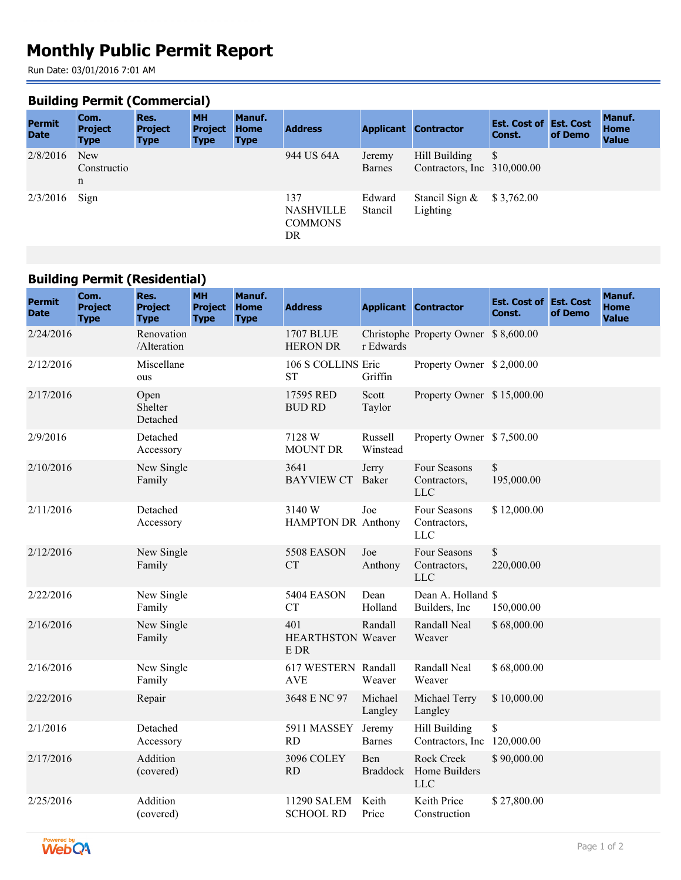# Monthly Public Permit Report

Run Date: 03/01/2016 7:01 AM

## Building Permit (Commercial)

| Permit Date | Com. Project Type | Res. Project Type | MH Project Type | Manuf. Home Type | Address | Applicant | Contractor | Est. Cost of Const. | Est. Cost of Demo | Manuf. Home Value |
|---|---|---|---|---|---|---|---|---|---|---|
| 2/8/2016 | New Construction | | | | 944 US 64A | Jeremy Barnes | Hill Building Contractors, Inc | $ 310,000.00 | | |
| 2/3/2016 | Sign | | | | 137 NASHVILLE COMMONS DR | Edward Stancil | Stancil Sign & Lighting | $ 3,762.00 | | |

## Building Permit (Residential)

| Permit Date | Com. Project Type | Res. Project Type | MH Project Type | Manuf. Home Type | Address | Applicant | Contractor | Est. Cost of Const. | Est. Cost of Demo | Manuf. Home Value |
|---|---|---|---|---|---|---|---|---|---|---|
| 2/24/2016 | | Renovation /Alteration | | | 1707 BLUE HERON DR | Christopher Edwards | Property Owner | $ 8,600.00 | | |
| 2/12/2016 | | Miscellaneous | | | 106 S COLLINS ST | Eric Griffin | Property Owner | $ 2,000.00 | | |
| 2/17/2016 | | Open Shelter Detached | | | 17595 RED BUD RD | Scott Taylor | Property Owner | $ 15,000.00 | | |
| 2/9/2016 | | Detached Accessory | | | 7128 W MOUNT DR | Russell Winstead | Property Owner | $ 7,500.00 | | |
| 2/10/2016 | | New Single Family | | | 3641 BAYVIEW CT | Jerry Baker | Four Seasons Contractors, LLC | $ 195,000.00 | | |
| 2/11/2016 | | Detached Accessory | | | 3140 W HAMPTON DR | Joe Anthony | Four Seasons Contractors, LLC | $ 12,000.00 | | |
| 2/12/2016 | | New Single Family | | | 5508 EASON CT | Joe Anthony | Four Seasons Contractors, LLC | $ 220,000.00 | | |
| 2/22/2016 | | New Single Family | | | 5404 EASON CT | Dean Holland | Dean A. Holland Builders, Inc | $ 150,000.00 | | |
| 2/16/2016 | | New Single Family | | | 401 HEARTHSTONE DR | Randall Weaver | Randall Neal Weaver | $ 68,000.00 | | |
| 2/16/2016 | | New Single Family | | | 617 WESTERN AVE | Randall Weaver | Randall Neal Weaver | $ 68,000.00 | | |
| 2/22/2016 | | Repair | | | 3648 E NC 97 | Michael Langley | Michael Terry Langley | $ 10,000.00 | | |
| 2/1/2016 | | Detached Accessory | | | 5911 MASSEY RD | Jeremy Barnes | Hill Building Contractors, Inc | $ 120,000.00 | | |
| 2/17/2016 | | Addition (covered) | | | 3096 COLEY RD | Ben Braddock | Rock Creek Home Builders LLC | $ 90,000.00 | | |
| 2/25/2016 | | Addition (covered) | | | 11290 SALEM SCHOOL RD | Keith Price | Keith Price Construction | $ 27,800.00 | | |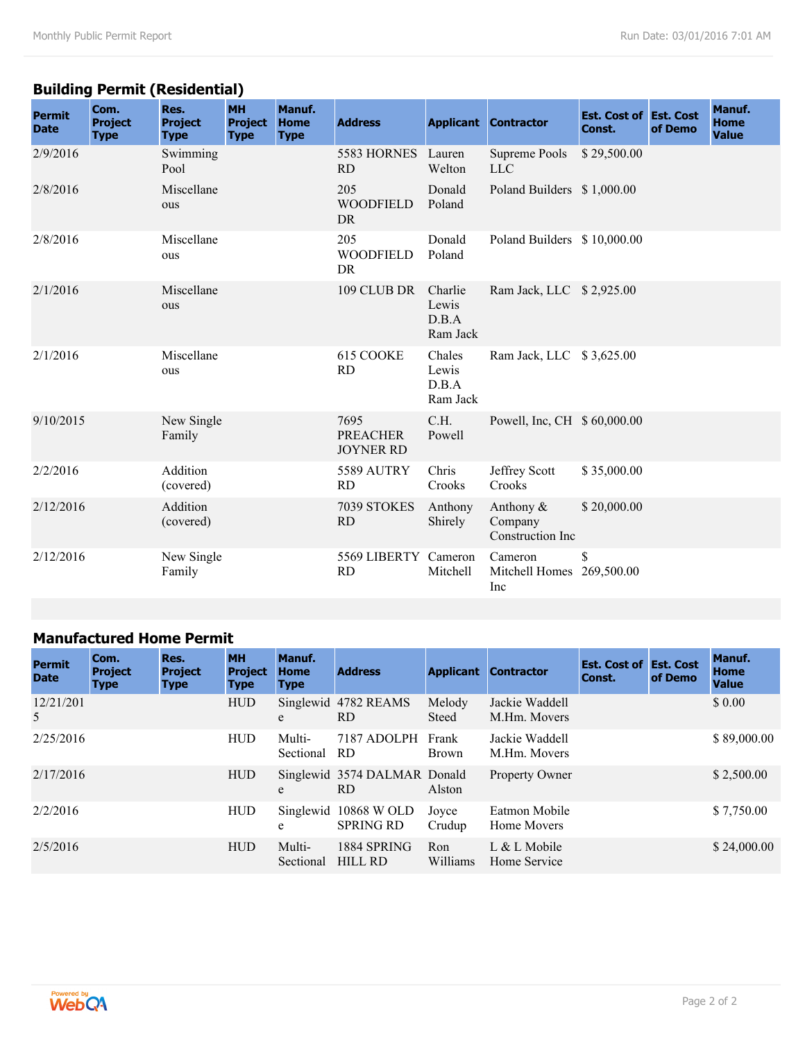## Building Permit (Residential)

| Permit Date | Com. Project Type | Res. Project Type | MH Project Type | Manuf. Home Type | Address | Applicant | Contractor | Est. Cost of Const. | Est. Cost of Demo | Manuf. Home Value |
|---|---|---|---|---|---|---|---|---|---|---|
| 2/9/2016 | | Swimming Pool | | | 5583 HORNES RD | Lauren Welton | Supreme Pools LLC | $ 29,500.00 | | |
| 2/8/2016 | | Miscellaneous | | | 205 WOODFIELD DR | Donald Poland | Poland Builders | $ 1,000.00 | | |
| 2/8/2016 | | Miscellaneous | | | 205 WOODFIELD DR | Donald Poland | Poland Builders | $ 10,000.00 | | |
| 2/1/2016 | | Miscellaneous | | | 109 CLUB DR | Charlie Lewis D.B.A Ram Jack | Ram Jack, LLC | $ 2,925.00 | | |
| 2/1/2016 | | Miscellaneous | | | 615 COOKE RD | Chales Lewis D.B.A Ram Jack | Ram Jack, LLC | $ 3,625.00 | | |
| 9/10/2015 | | New Single Family | | | 7695 PREACHER JOYNER RD | C.H. Powell | Powell, Inc, CH | $ 60,000.00 | | |
| 2/2/2016 | | Addition (covered) | | | 5589 AUTRY RD | Chris Crooks | Jeffrey Scott Crooks | $ 35,000.00 | | |
| 2/12/2016 | | Addition (covered) | | | 7039 STOKES RD | Anthony Shirely | Anthony & Company Construction Inc | $ 20,000.00 | | |
| 2/12/2016 | | New Single Family | | | 5569 LIBERTY RD | Cameron Mitchell | Cameron Mitchell Homes Inc | $ 269,500.00 | | |

## Manufactured Home Permit

| Permit Date | Com. Project Type | Res. Project Type | MH Project Type | Manuf. Home Type | Address | Applicant | Contractor | Est. Cost of Const. | Est. Cost of Demo | Manuf. Home Value |
|---|---|---|---|---|---|---|---|---|---|---|
| 12/21/2015 | | | HUD | Singlewide | 4782 REAMS RD | Melody Steed | Jackie Waddell M.Hm. Movers | | | $ 0.00 |
| 2/25/2016 | | | HUD | Multi-Sectional | 7187 ADOLPH RD | Frank Brown | Jackie Waddell M.Hm. Movers | | | $ 89,000.00 |
| 2/17/2016 | | | HUD | Singlewide | 3574 DALMAR RD | Donald Alston | Property Owner | | | $ 2,500.00 |
| 2/2/2016 | | | HUD | Singlewide | 10868 W OLD SPRING RD | Joyce Crudup | Eatmon Mobile Home Movers | | | $ 7,750.00 |
| 2/5/2016 | | | HUD | Multi-Sectional | 1884 SPRING HILL RD | Ron Williams | L & L Mobile Home Service | | | $ 24,000.00 |